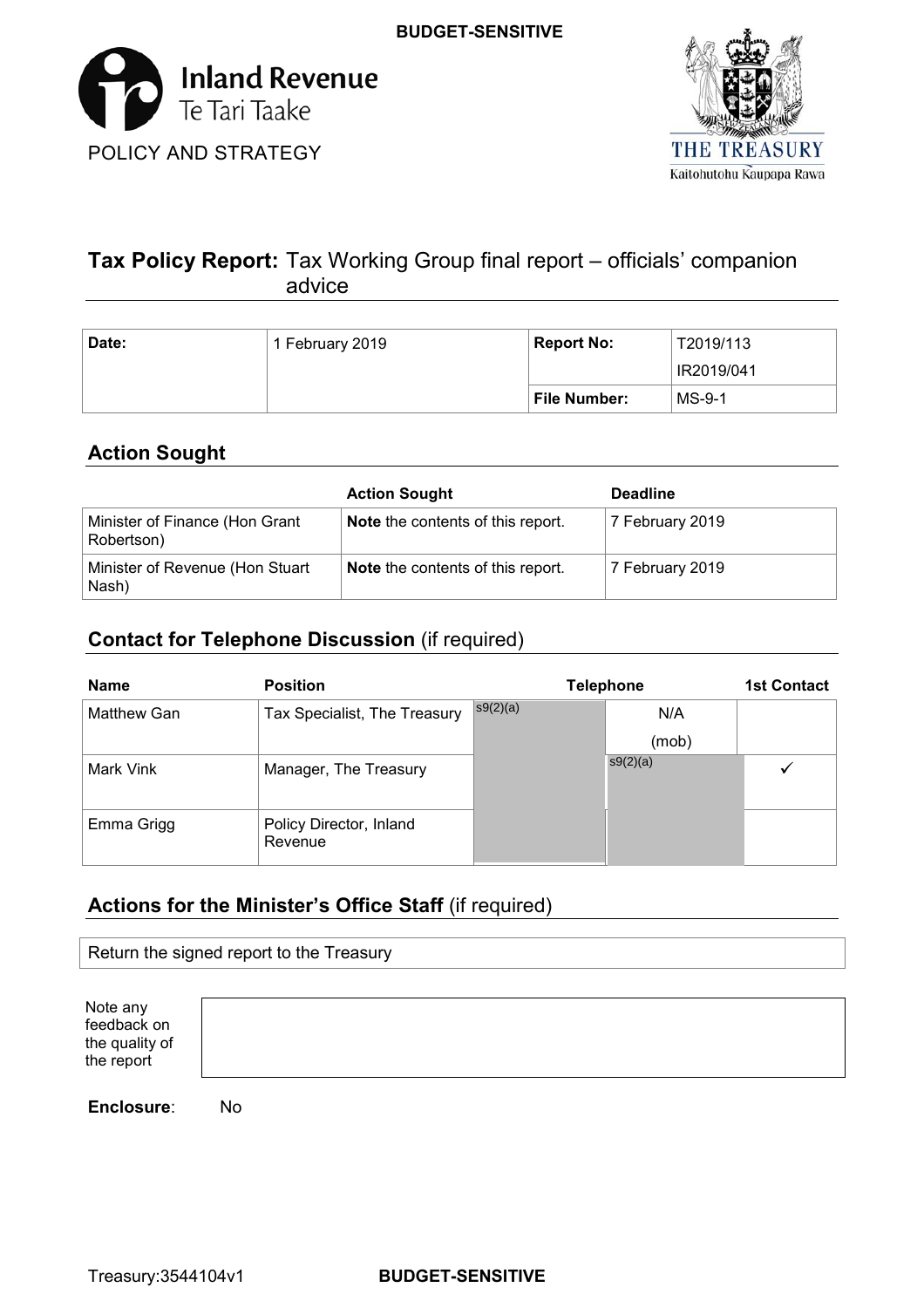BUDGET-SENSITIVE

Inland Revenue
Te Tari Taake

POLICY AND STRATEGY

THE TREASURY
Kaitohutohu Kaupapa Rawa

# Tax Policy Report: Tax Working Group final report – officials' companion advice

| Date: | 1 February 2019 | Report No: | T2019/113<br>IR2019/041 |
|---|---|---|---|
| | | File Number: | MS-9-1 |

## Action Sought

| | Action Sought | Deadline |
|---|---|---|
| Minister of Finance (Hon Grant Robertson) | **Note** the contents of this report. | 7 February 2019 |
| Minister of Revenue (Hon Stuart Nash) | **Note** the contents of this report. | 7 February 2019 |

## Contact for Telephone Discussion (if required)

| Name | Position | Telephone | | 1st Contact |
|---|---|---|---|---|
| Matthew Gan | Tax Specialist, The Treasury | s9(2)(a) | N/A<br>(mob) | |
| Mark Vink | Manager, The Treasury | | s9(2)(a) | ✓ |
| Emma Grigg | Policy Director, Inland Revenue | | | |

## Actions for the Minister's Office Staff (if required)

Return the signed report to the Treasury

Note any feedback on the quality of the report

**Enclosure**: No

Treasury:3544104v1

BUDGET-SENSITIVE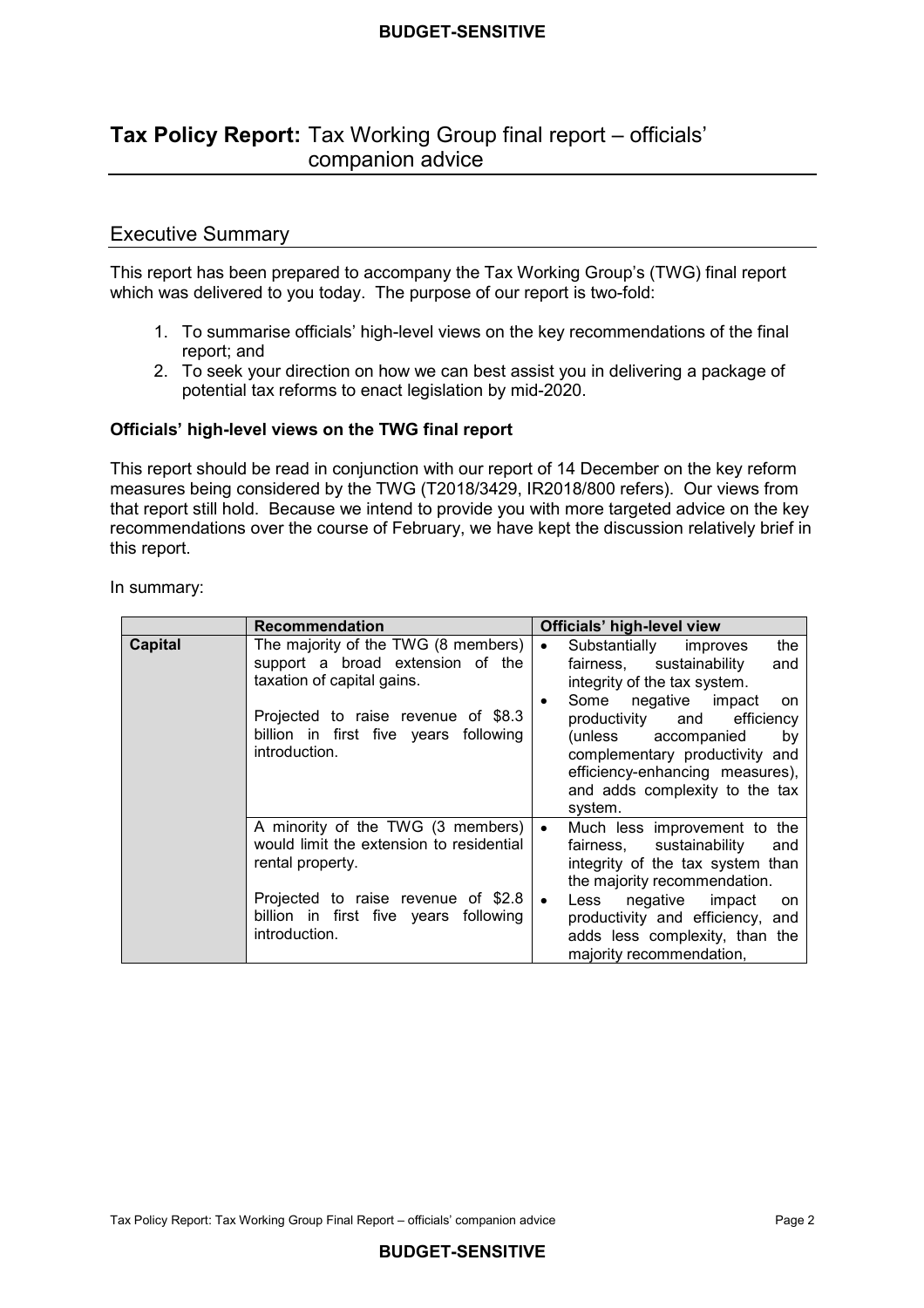## Tax Policy Report: Tax Working Group final report – officials' companion advice

### Executive Summary

This report has been prepared to accompany the Tax Working Group's (TWG) final report which was delivered to you today. The purpose of our report is two-fold:

1. To summarise officials' high-level views on the key recommendations of the final report; and
2. To seek your direction on how we can best assist you in delivering a package of potential tax reforms to enact legislation by mid-2020.

**Officials' high-level views on the TWG final report**

This report should be read in conjunction with our report of 14 December on the key reform measures being considered by the TWG (T2018/3429, IR2018/800 refers). Our views from that report still hold. Because we intend to provide you with more targeted advice on the key recommendations over the course of February, we have kept the discussion relatively brief in this report.

In summary:

| | Recommendation | Officials' high-level view |
|---|---|---|
| **Capital** | The majority of the TWG (8 members) support a broad extension of the taxation of capital gains.<br><br>Projected to raise revenue of $8.3 billion in first five years following introduction. | • Substantially improves the fairness, sustainability and integrity of the tax system.<br>• Some negative impact on productivity and efficiency (unless accompanied by complementary productivity and efficiency-enhancing measures), and adds complexity to the tax system. |
| | A minority of the TWG (3 members) would limit the extension to residential rental property.<br><br>Projected to raise revenue of $2.8 billion in first five years following introduction. | • Much less improvement to the fairness, sustainability and integrity of the tax system than the majority recommendation.<br>• Less negative impact on productivity and efficiency, and adds less complexity, than the majority recommendation, |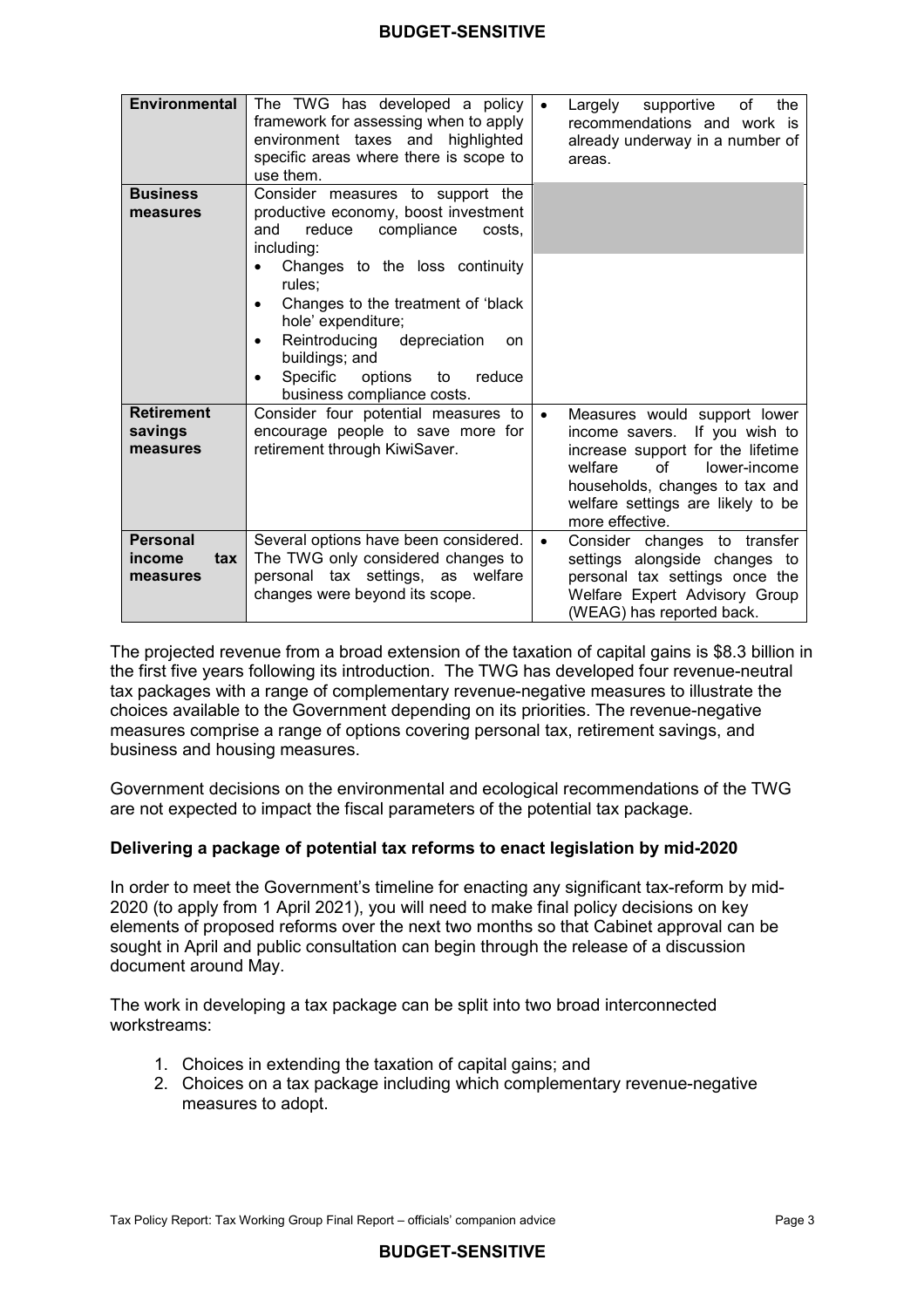| | | |
|---|---|---|
| **Environmental** | The TWG has developed a policy framework for assessing when to apply environment taxes and highlighted specific areas where there is scope to use them. | • Largely supportive of the recommendations and work is already underway in a number of areas. |
| **Business measures** | Consider measures to support the productive economy, boost investment and reduce compliance costs, including:<br>• Changes to the loss continuity rules;<br>• Changes to the treatment of 'black hole' expenditure;<br>• Reintroducing depreciation on buildings; and<br>• Specific options to reduce business compliance costs. | |
| **Retirement savings measures** | Consider four potential measures to encourage people to save more for retirement through KiwiSaver. | • Measures would support lower income savers. If you wish to increase support for the lifetime welfare of lower-income households, changes to tax and welfare settings are likely to be more effective. |
| **Personal income tax measures** | Several options have been considered. The TWG only considered changes to personal tax settings, as welfare changes were beyond its scope. | • Consider changes to transfer settings alongside changes to personal tax settings once the Welfare Expert Advisory Group (WEAG) has reported back. |

The projected revenue from a broad extension of the taxation of capital gains is $8.3 billion in the first five years following its introduction. The TWG has developed four revenue-neutral tax packages with a range of complementary revenue-negative measures to illustrate the choices available to the Government depending on its priorities. The revenue-negative measures comprise a range of options covering personal tax, retirement savings, and business and housing measures.

Government decisions on the environmental and ecological recommendations of the TWG are not expected to impact the fiscal parameters of the potential tax package.

**Delivering a package of potential tax reforms to enact legislation by mid-2020**

In order to meet the Government's timeline for enacting any significant tax-reform by mid-2020 (to apply from 1 April 2021), you will need to make final policy decisions on key elements of proposed reforms over the next two months so that Cabinet approval can be sought in April and public consultation can begin through the release of a discussion document around May.

The work in developing a tax package can be split into two broad interconnected workstreams:

1. Choices in extending the taxation of capital gains; and
2. Choices on a tax package including which complementary revenue-negative measures to adopt.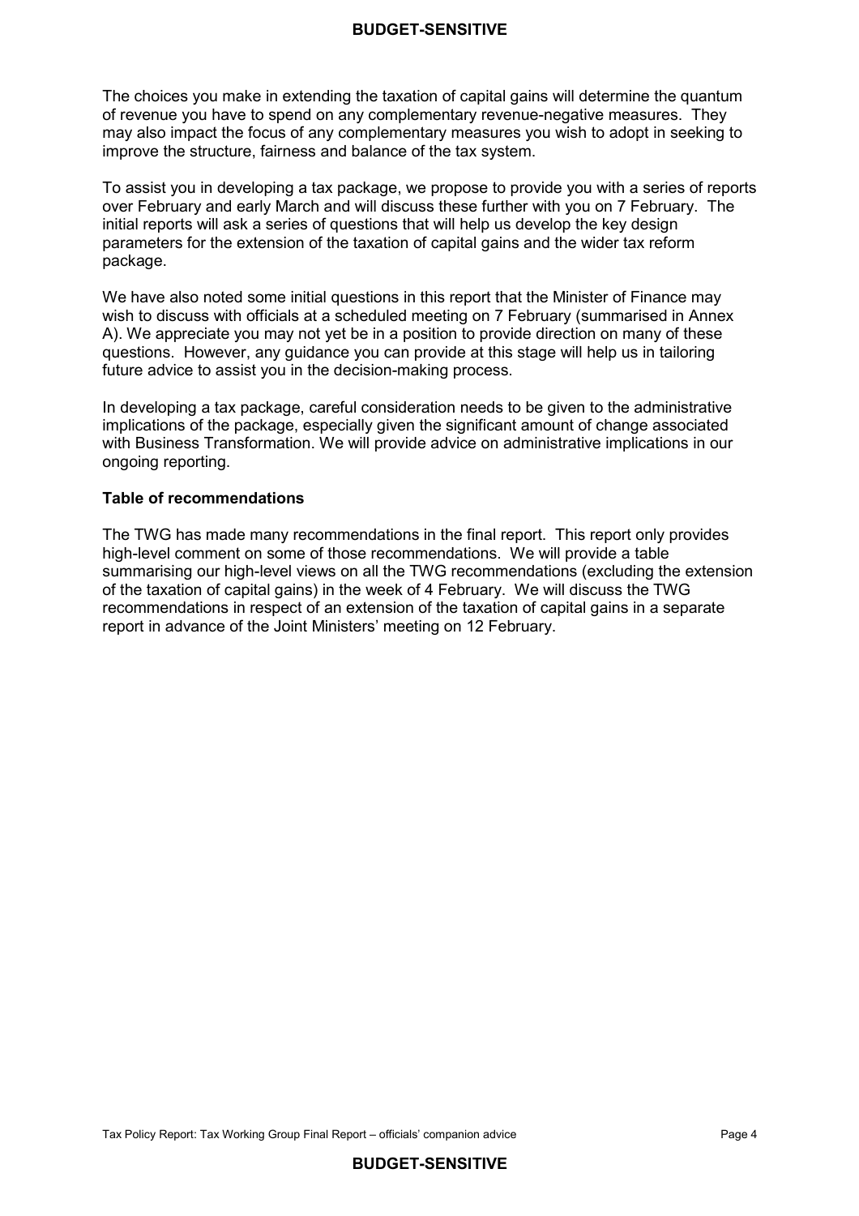The choices you make in extending the taxation of capital gains will determine the quantum of revenue you have to spend on any complementary revenue-negative measures. They may also impact the focus of any complementary measures you wish to adopt in seeking to improve the structure, fairness and balance of the tax system.

To assist you in developing a tax package, we propose to provide you with a series of reports over February and early March and will discuss these further with you on 7 February. The initial reports will ask a series of questions that will help us develop the key design parameters for the extension of the taxation of capital gains and the wider tax reform package.

We have also noted some initial questions in this report that the Minister of Finance may wish to discuss with officials at a scheduled meeting on 7 February (summarised in Annex A). We appreciate you may not yet be in a position to provide direction on many of these questions. However, any guidance you can provide at this stage will help us in tailoring future advice to assist you in the decision-making process.

In developing a tax package, careful consideration needs to be given to the administrative implications of the package, especially given the significant amount of change associated with Business Transformation. We will provide advice on administrative implications in our ongoing reporting.

**Table of recommendations**

The TWG has made many recommendations in the final report. This report only provides high-level comment on some of those recommendations. We will provide a table summarising our high-level views on all the TWG recommendations (excluding the extension of the taxation of capital gains) in the week of 4 February. We will discuss the TWG recommendations in respect of an extension of the taxation of capital gains in a separate report in advance of the Joint Ministers' meeting on 12 February.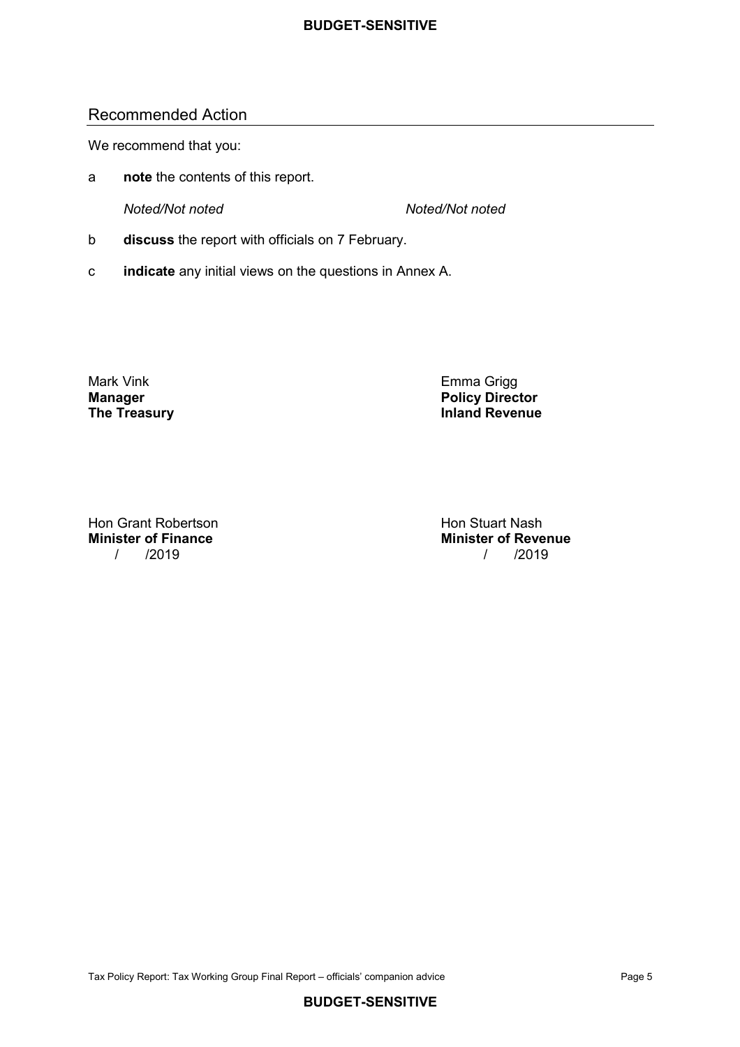BUDGET-SENSITIVE

## Recommended Action

We recommend that you:

a **note** the contents of this report.

*Noted/Not noted* *Noted/Not noted*

b **discuss** the report with officials on 7 February.

c **indicate** any initial views on the questions in Annex A.

Mark Vink
**Manager**
**The Treasury**

Emma Grigg
**Policy Director**
**Inland Revenue**

Hon Grant Robertson
**Minister of Finance**
/ /2019

Hon Stuart Nash
**Minister of Revenue**
/ /2019

BUDGET-SENSITIVE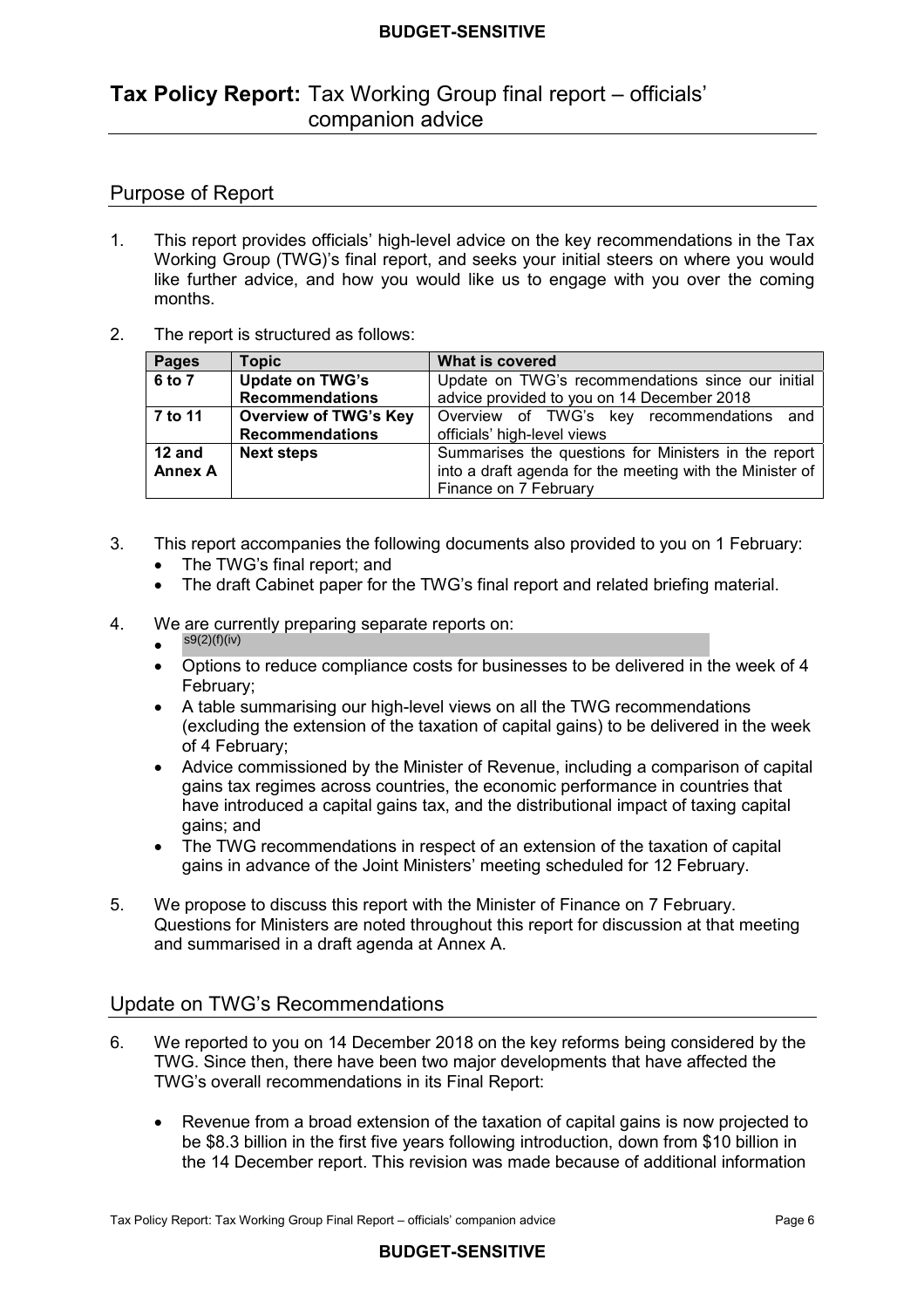# Tax Policy Report: Tax Working Group final report – officials' companion advice

## Purpose of Report

1. This report provides officials' high-level advice on the key recommendations in the Tax Working Group (TWG)'s final report, and seeks your initial steers on where you would like further advice, and how you would like us to engage with you over the coming months.

2. The report is structured as follows:

| Pages | Topic | What is covered |
|---|---|---|
| 6 to 7 | Update on TWG's Recommendations | Update on TWG's recommendations since our initial advice provided to you on 14 December 2018 |
| 7 to 11 | Overview of TWG's Key Recommendations | Overview of TWG's key recommendations and officials' high-level views |
| 12 and Annex A | Next steps | Summarises the questions for Ministers in the report into a draft agenda for the meeting with the Minister of Finance on 7 February |

3. This report accompanies the following documents also provided to you on 1 February:
   - The TWG's final report; and
   - The draft Cabinet paper for the TWG's final report and related briefing material.

4. We are currently preparing separate reports on:
   - s9(2)(f)(iv)
   - Options to reduce compliance costs for businesses to be delivered in the week of 4 February;
   - A table summarising our high-level views on all the TWG recommendations (excluding the extension of the taxation of capital gains) to be delivered in the week of 4 February;
   - Advice commissioned by the Minister of Revenue, including a comparison of capital gains tax regimes across countries, the economic performance in countries that have introduced a capital gains tax, and the distributional impact of taxing capital gains; and
   - The TWG recommendations in respect of an extension of the taxation of capital gains in advance of the Joint Ministers' meeting scheduled for 12 February.

5. We propose to discuss this report with the Minister of Finance on 7 February. Questions for Ministers are noted throughout this report for discussion at that meeting and summarised in a draft agenda at Annex A.

## Update on TWG's Recommendations

6. We reported to you on 14 December 2018 on the key reforms being considered by the TWG. Since then, there have been two major developments that have affected the TWG's overall recommendations in its Final Report:

   - Revenue from a broad extension of the taxation of capital gains is now projected to be $8.3 billion in the first five years following introduction, down from $10 billion in the 14 December report. This revision was made because of additional information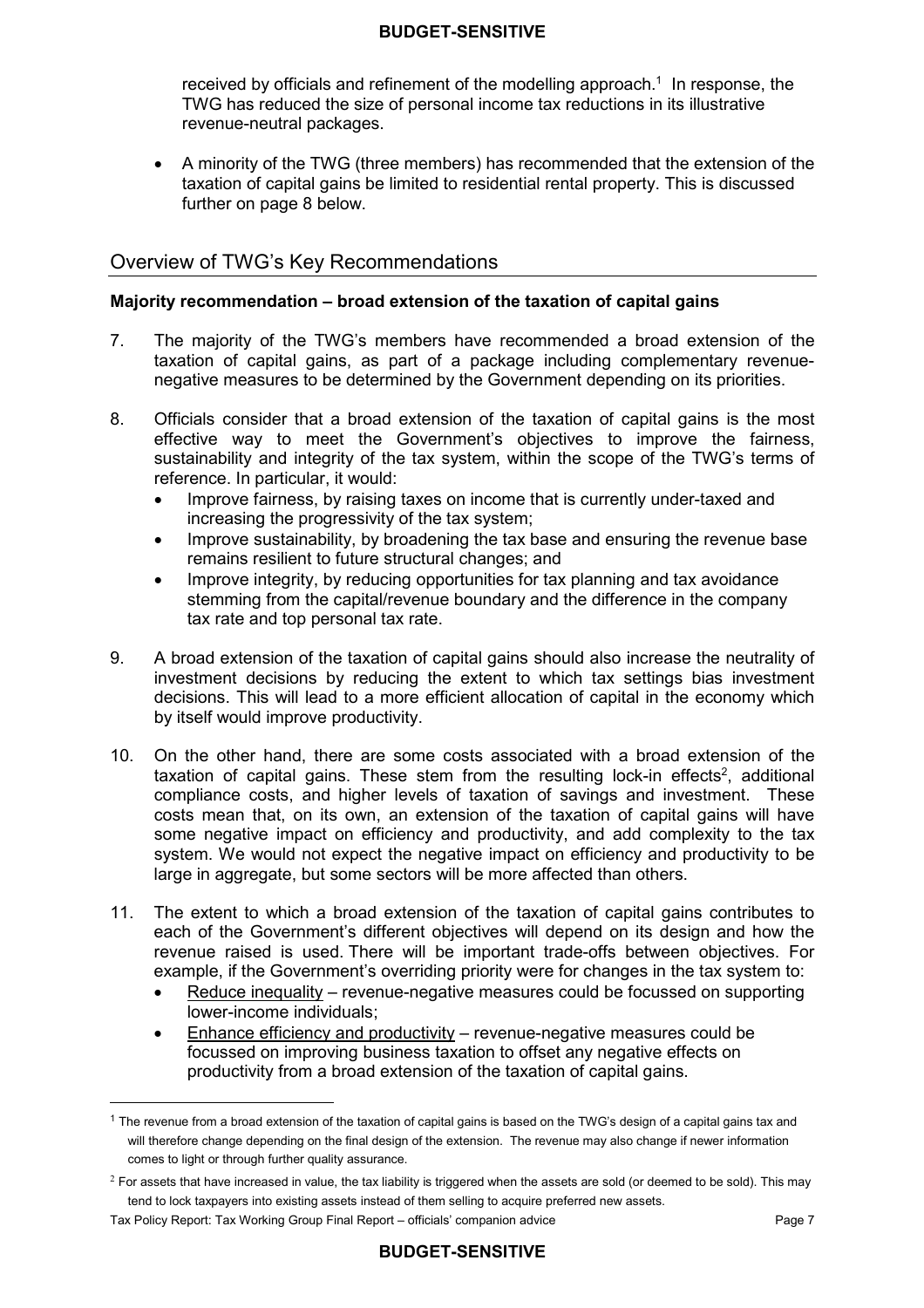received by officials and refinement of the modelling approach.[1] In response, the TWG has reduced the size of personal income tax reductions in its illustrative revenue-neutral packages.

- A minority of the TWG (three members) has recommended that the extension of the taxation of capital gains be limited to residential rental property. This is discussed further on page 8 below.

## Overview of TWG's Key Recommendations

**Majority recommendation – broad extension of the taxation of capital gains**

7. The majority of the TWG's members have recommended a broad extension of the taxation of capital gains, as part of a package including complementary revenue-negative measures to be determined by the Government depending on its priorities.

8. Officials consider that a broad extension of the taxation of capital gains is the most effective way to meet the Government's objectives to improve the fairness, sustainability and integrity of the tax system, within the scope of the TWG's terms of reference. In particular, it would:
   - Improve fairness, by raising taxes on income that is currently under-taxed and increasing the progressivity of the tax system;
   - Improve sustainability, by broadening the tax base and ensuring the revenue base remains resilient to future structural changes; and
   - Improve integrity, by reducing opportunities for tax planning and tax avoidance stemming from the capital/revenue boundary and the difference in the company tax rate and top personal tax rate.

9. A broad extension of the taxation of capital gains should also increase the neutrality of investment decisions by reducing the extent to which tax settings bias investment decisions. This will lead to a more efficient allocation of capital in the economy which by itself would improve productivity.

10. On the other hand, there are some costs associated with a broad extension of the taxation of capital gains. These stem from the resulting lock-in effects[2], additional compliance costs, and higher levels of taxation of savings and investment. These costs mean that, on its own, an extension of the taxation of capital gains will have some negative impact on efficiency and productivity, and add complexity to the tax system. We would not expect the negative impact on efficiency and productivity to be large in aggregate, but some sectors will be more affected than others.

11. The extent to which a broad extension of the taxation of capital gains contributes to each of the Government's different objectives will depend on its design and how the revenue raised is used. There will be important trade-offs between objectives. For example, if the Government's overriding priority were for changes in the tax system to:
    - Reduce inequality – revenue-negative measures could be focussed on supporting lower-income individuals;
    - Enhance efficiency and productivity – revenue-negative measures could be focussed on improving business taxation to offset any negative effects on productivity from a broad extension of the taxation of capital gains.

---

[1] The revenue from a broad extension of the taxation of capital gains is based on the TWG's design of a capital gains tax and will therefore change depending on the final design of the extension. The revenue may also change if newer information comes to light or through further quality assurance.

[2] For assets that have increased in value, the tax liability is triggered when the assets are sold (or deemed to be sold). This may tend to lock taxpayers into existing assets instead of them selling to acquire preferred new assets.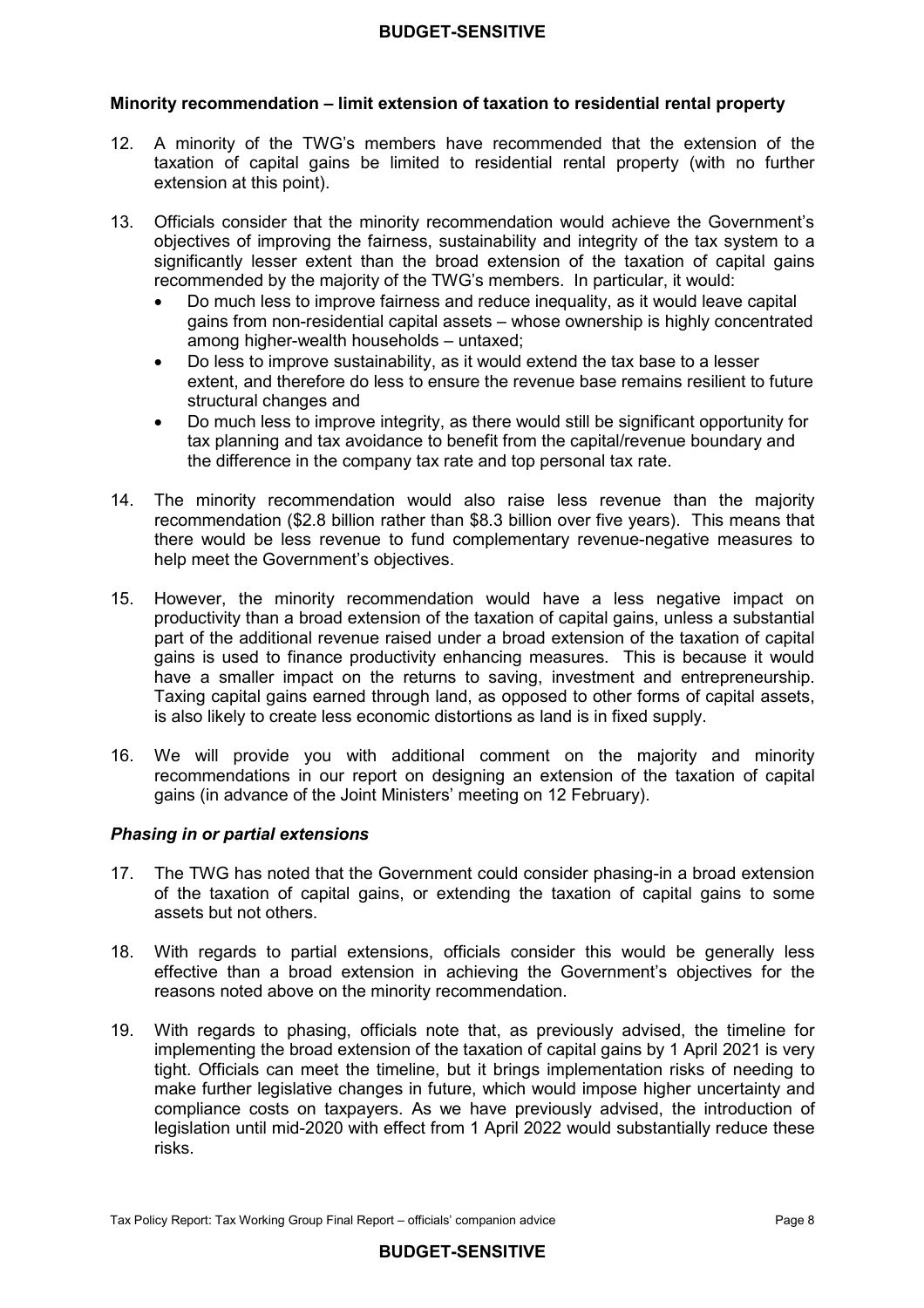### Minority recommendation – limit extension of taxation to residential rental property

12. A minority of the TWG's members have recommended that the extension of the taxation of capital gains be limited to residential rental property (with no further extension at this point).

13. Officials consider that the minority recommendation would achieve the Government's objectives of improving the fairness, sustainability and integrity of the tax system to a significantly lesser extent than the broad extension of the taxation of capital gains recommended by the majority of the TWG's members. In particular, it would:
    - Do much less to improve fairness and reduce inequality, as it would leave capital gains from non-residential capital assets – whose ownership is highly concentrated among higher-wealth households – untaxed;
    - Do less to improve sustainability, as it would extend the tax base to a lesser extent, and therefore do less to ensure the revenue base remains resilient to future structural changes and
    - Do much less to improve integrity, as there would still be significant opportunity for tax planning and tax avoidance to benefit from the capital/revenue boundary and the difference in the company tax rate and top personal tax rate.

14. The minority recommendation would also raise less revenue than the majority recommendation ($2.8 billion rather than $8.3 billion over five years). This means that there would be less revenue to fund complementary revenue-negative measures to help meet the Government's objectives.

15. However, the minority recommendation would have a less negative impact on productivity than a broad extension of the taxation of capital gains, unless a substantial part of the additional revenue raised under a broad extension of the taxation of capital gains is used to finance productivity enhancing measures. This is because it would have a smaller impact on the returns to saving, investment and entrepreneurship. Taxing capital gains earned through land, as opposed to other forms of capital assets, is also likely to create less economic distortions as land is in fixed supply.

16. We will provide you with additional comment on the majority and minority recommendations in our report on designing an extension of the taxation of capital gains (in advance of the Joint Ministers' meeting on 12 February).

### *Phasing in or partial extensions*

17. The TWG has noted that the Government could consider phasing-in a broad extension of the taxation of capital gains, or extending the taxation of capital gains to some assets but not others.

18. With regards to partial extensions, officials consider this would be generally less effective than a broad extension in achieving the Government's objectives for the reasons noted above on the minority recommendation.

19. With regards to phasing, officials note that, as previously advised, the timeline for implementing the broad extension of the taxation of capital gains by 1 April 2021 is very tight. Officials can meet the timeline, but it brings implementation risks of needing to make further legislative changes in future, which would impose higher uncertainty and compliance costs on taxpayers. As we have previously advised, the introduction of legislation until mid-2020 with effect from 1 April 2022 would substantially reduce these risks.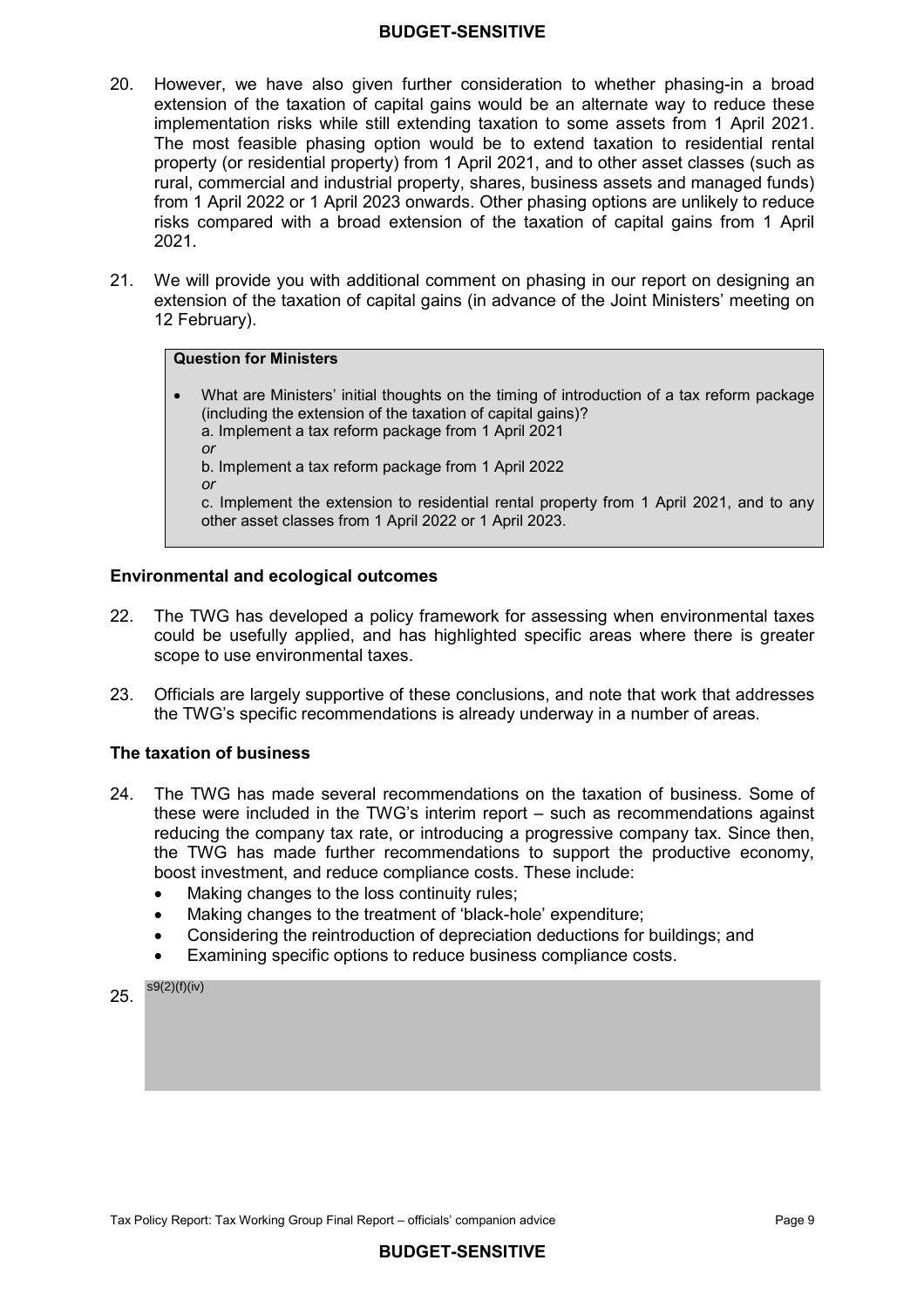20. However, we have also given further consideration to whether phasing-in a broad extension of the taxation of capital gains would be an alternate way to reduce these implementation risks while still extending taxation to some assets from 1 April 2021. The most feasible phasing option would be to extend taxation to residential rental property (or residential property) from 1 April 2021, and to other asset classes (such as rural, commercial and industrial property, shares, business assets and managed funds) from 1 April 2022 or 1 April 2023 onwards. Other phasing options are unlikely to reduce risks compared with a broad extension of the taxation of capital gains from 1 April 2021.

21. We will provide you with additional comment on phasing in our report on designing an extension of the taxation of capital gains (in advance of the Joint Ministers' meeting on 12 February).

> **Question for Ministers**
>
> - What are Ministers' initial thoughts on the timing of introduction of a tax reform package (including the extension of the taxation of capital gains)?
>   a. Implement a tax reform package from 1 April 2021
>   *or*
>   b. Implement a tax reform package from 1 April 2022
>   *or*
>   c. Implement the extension to residential rental property from 1 April 2021, and to any other asset classes from 1 April 2022 or 1 April 2023.

### Environmental and ecological outcomes

22. The TWG has developed a policy framework for assessing when environmental taxes could be usefully applied, and has highlighted specific areas where there is greater scope to use environmental taxes.

23. Officials are largely supportive of these conclusions, and note that work that addresses the TWG's specific recommendations is already underway in a number of areas.

### The taxation of business

24. The TWG has made several recommendations on the taxation of business. Some of these were included in the TWG's interim report – such as recommendations against reducing the company tax rate, or introducing a progressive company tax. Since then, the TWG has made further recommendations to support the productive economy, boost investment, and reduce compliance costs. These include:
    - Making changes to the loss continuity rules;
    - Making changes to the treatment of 'black-hole' expenditure;
    - Considering the reintroduction of depreciation deductions for buildings; and
    - Examining specific options to reduce business compliance costs.

25. s9(2)(f)(iv)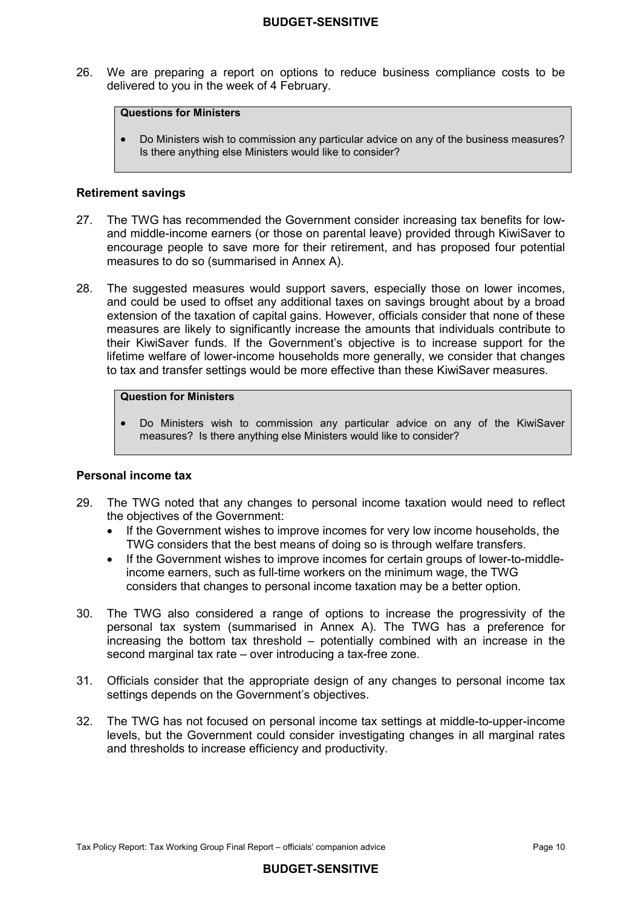26. We are preparing a report on options to reduce business compliance costs to be delivered to you in the week of 4 February.

> **Questions for Ministers**
>
> - Do Ministers wish to commission any particular advice on any of the business measures? Is there anything else Ministers would like to consider?

### Retirement savings

27. The TWG has recommended the Government consider increasing tax benefits for low- and middle-income earners (or those on parental leave) provided through KiwiSaver to encourage people to save more for their retirement, and has proposed four potential measures to do so (summarised in Annex A).

28. The suggested measures would support savers, especially those on lower incomes, and could be used to offset any additional taxes on savings brought about by a broad extension of the taxation of capital gains. However, officials consider that none of these measures are likely to significantly increase the amounts that individuals contribute to their KiwiSaver funds. If the Government's objective is to increase support for the lifetime welfare of lower-income households more generally, we consider that changes to tax and transfer settings would be more effective than these KiwiSaver measures.

> **Question for Ministers**
>
> - Do Ministers wish to commission any particular advice on any of the KiwiSaver measures? Is there anything else Ministers would like to consider?

### Personal income tax

29. The TWG noted that any changes to personal income taxation would need to reflect the objectives of the Government:
    - If the Government wishes to improve incomes for very low income households, the TWG considers that the best means of doing so is through welfare transfers.
    - If the Government wishes to improve incomes for certain groups of lower-to-middle-income earners, such as full-time workers on the minimum wage, the TWG considers that changes to personal income taxation may be a better option.

30. The TWG also considered a range of options to increase the progressivity of the personal tax system (summarised in Annex A). The TWG has a preference for increasing the bottom tax threshold – potentially combined with an increase in the second marginal tax rate – over introducing a tax-free zone.

31. Officials consider that the appropriate design of any changes to personal income tax settings depends on the Government's objectives.

32. The TWG has not focused on personal income tax settings at middle-to-upper-income levels, but the Government could consider investigating changes in all marginal rates and thresholds to increase efficiency and productivity.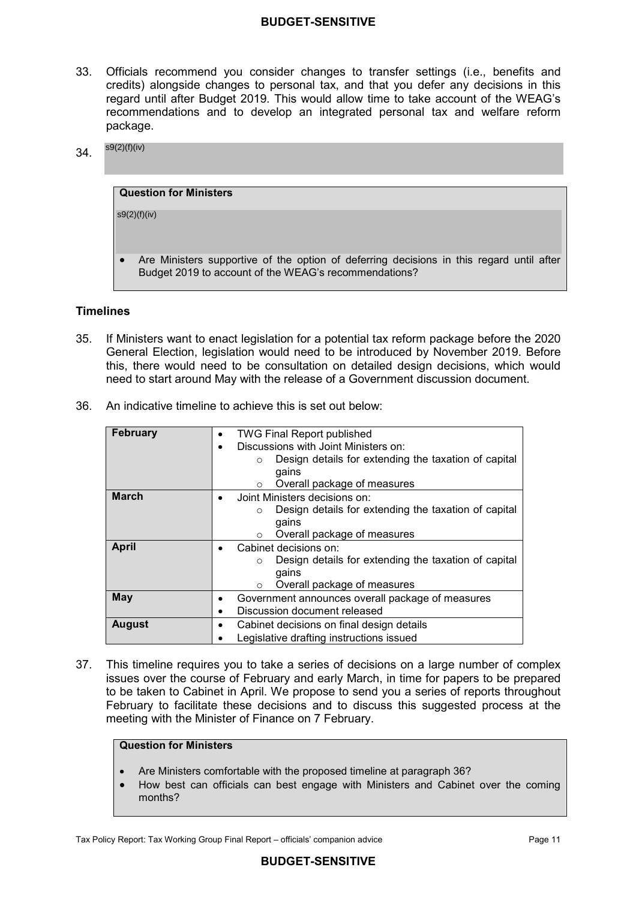33. Officials recommend you consider changes to transfer settings (i.e., benefits and credits) alongside changes to personal tax, and that you defer any decisions in this regard until after Budget 2019. This would allow time to take account of the WEAG's recommendations and to develop an integrated personal tax and welfare reform package.

34. s9(2)(f)(iv)

> **Question for Ministers**
>
> s9(2)(f)(iv)
>
> - Are Ministers supportive of the option of deferring decisions in this regard until after Budget 2019 to account of the WEAG's recommendations?

### Timelines

35. If Ministers want to enact legislation for a potential tax reform package before the 2020 General Election, legislation would need to be introduced by November 2019. Before this, there would need to be consultation on detailed design decisions, which would need to start around May with the release of a Government discussion document.

36. An indicative timeline to achieve this is set out below:

| | |
|---|---|
| **February** | • TWG Final Report published<br>• Discussions with Joint Ministers on:<br>&nbsp;&nbsp;&nbsp;&nbsp;○ Design details for extending the taxation of capital gains<br>&nbsp;&nbsp;&nbsp;&nbsp;○ Overall package of measures |
| **March** | • Joint Ministers decisions on:<br>&nbsp;&nbsp;&nbsp;&nbsp;○ Design details for extending the taxation of capital gains<br>&nbsp;&nbsp;&nbsp;&nbsp;○ Overall package of measures |
| **April** | • Cabinet decisions on:<br>&nbsp;&nbsp;&nbsp;&nbsp;○ Design details for extending the taxation of capital gains<br>&nbsp;&nbsp;&nbsp;&nbsp;○ Overall package of measures |
| **May** | • Government announces overall package of measures<br>• Discussion document released |
| **August** | • Cabinet decisions on final design details<br>• Legislative drafting instructions issued |

37. This timeline requires you to take a series of decisions on a large number of complex issues over the course of February and early March, in time for papers to be prepared to be taken to Cabinet in April. We propose to send you a series of reports throughout February to facilitate these decisions and to discuss this suggested process at the meeting with the Minister of Finance on 7 February.

> **Question for Ministers**
>
> - Are Ministers comfortable with the proposed timeline at paragraph 36?
> - How best can officials can best engage with Ministers and Cabinet over the coming months?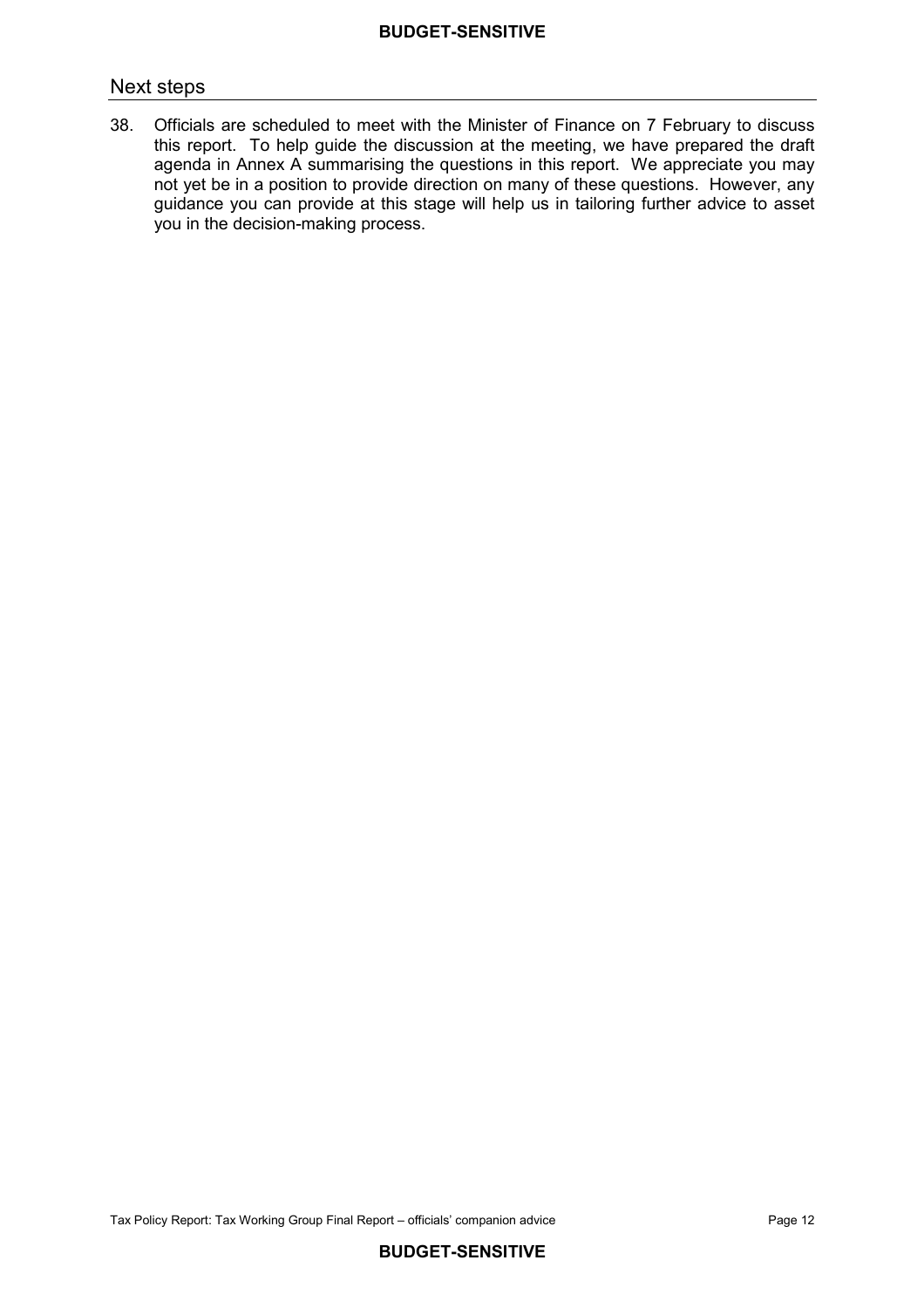## Next steps

38. Officials are scheduled to meet with the Minister of Finance on 7 February to discuss this report. To help guide the discussion at the meeting, we have prepared the draft agenda in Annex A summarising the questions in this report. We appreciate you may not yet be in a position to provide direction on many of these questions. However, any guidance you can provide at this stage will help us in tailoring further advice to asset you in the decision-making process.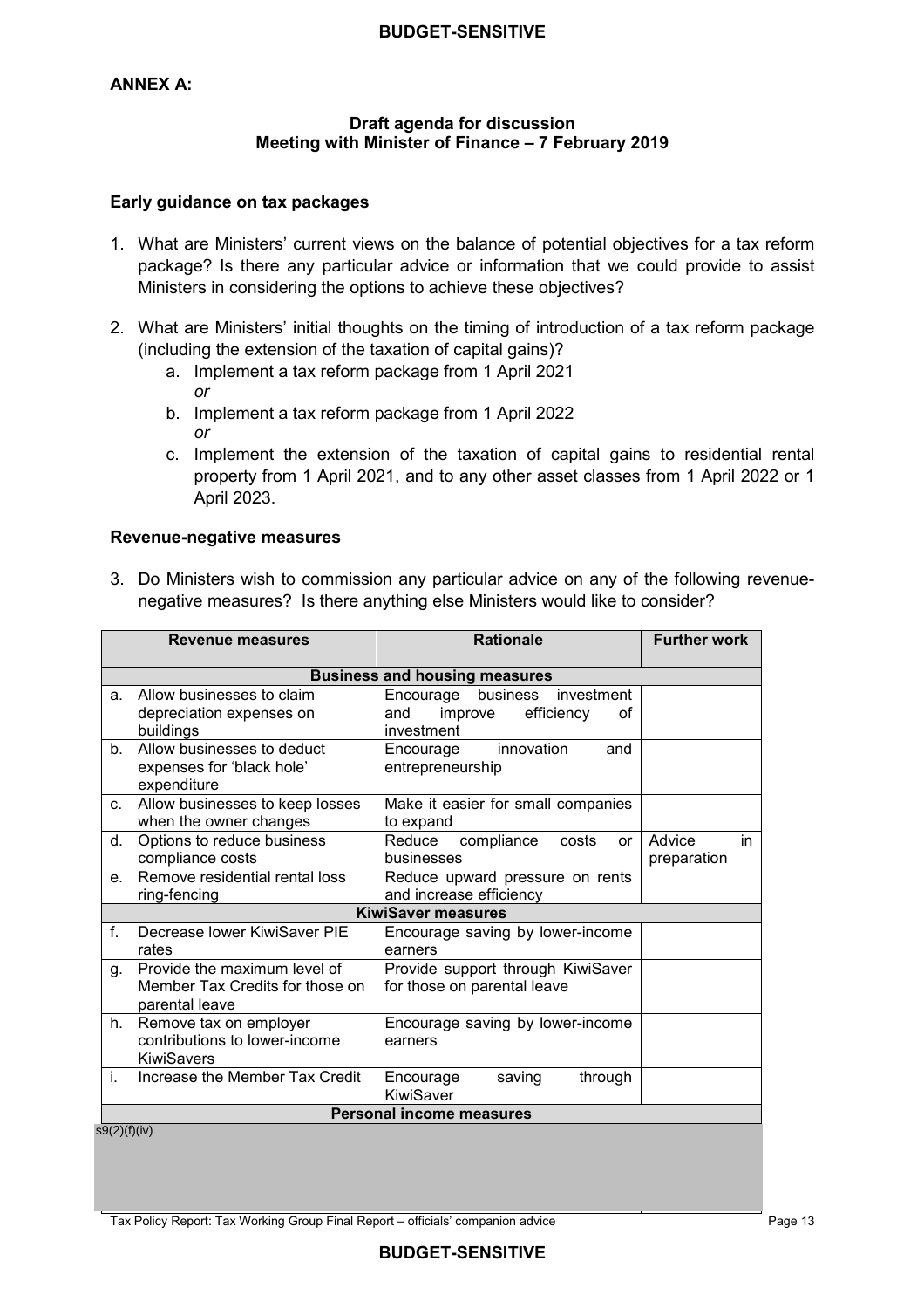## ANNEX A:

### Draft agenda for discussion
### Meeting with Minister of Finance – 7 February 2019

**Early guidance on tax packages**

1. What are Ministers' current views on the balance of potential objectives for a tax reform package? Is there any particular advice or information that we could provide to assist Ministers in considering the options to achieve these objectives?

2. What are Ministers' initial thoughts on the timing of introduction of a tax reform package (including the extension of the taxation of capital gains)?
   a. Implement a tax reform package from 1 April 2021
   *or*
   b. Implement a tax reform package from 1 April 2022
   *or*
   c. Implement the extension of the taxation of capital gains to residential rental property from 1 April 2021, and to any other asset classes from 1 April 2022 or 1 April 2023.

**Revenue-negative measures**

3. Do Ministers wish to commission any particular advice on any of the following revenue-negative measures? Is there anything else Ministers would like to consider?

| Revenue measures | Rationale | Further work |
|---|---|---|
| **Business and housing measures** | | |
| a. Allow businesses to claim depreciation expenses on buildings | Encourage business investment and improve efficiency of investment | |
| b. Allow businesses to deduct expenses for 'black hole' expenditure | Encourage innovation and entrepreneurship | |
| c. Allow businesses to keep losses when the owner changes | Make it easier for small companies to expand | |
| d. Options to reduce business compliance costs | Reduce compliance costs or businesses | Advice in preparation |
| e. Remove residential rental loss ring-fencing | Reduce upward pressure on rents and increase efficiency | |
| **KiwiSaver measures** | | |
| f. Decrease lower KiwiSaver PIE rates | Encourage saving by lower-income earners | |
| g. Provide the maximum level of Member Tax Credits for those on parental leave | Provide support through KiwiSaver for those on parental leave | |
| h. Remove tax on employer contributions to lower-income KiwiSavers | Encourage saving by lower-income earners | |
| i. Increase the Member Tax Credit | Encourage saving through KiwiSaver | |
| **Personal income measures** | | |
| s9(2)(f)(iv) | | |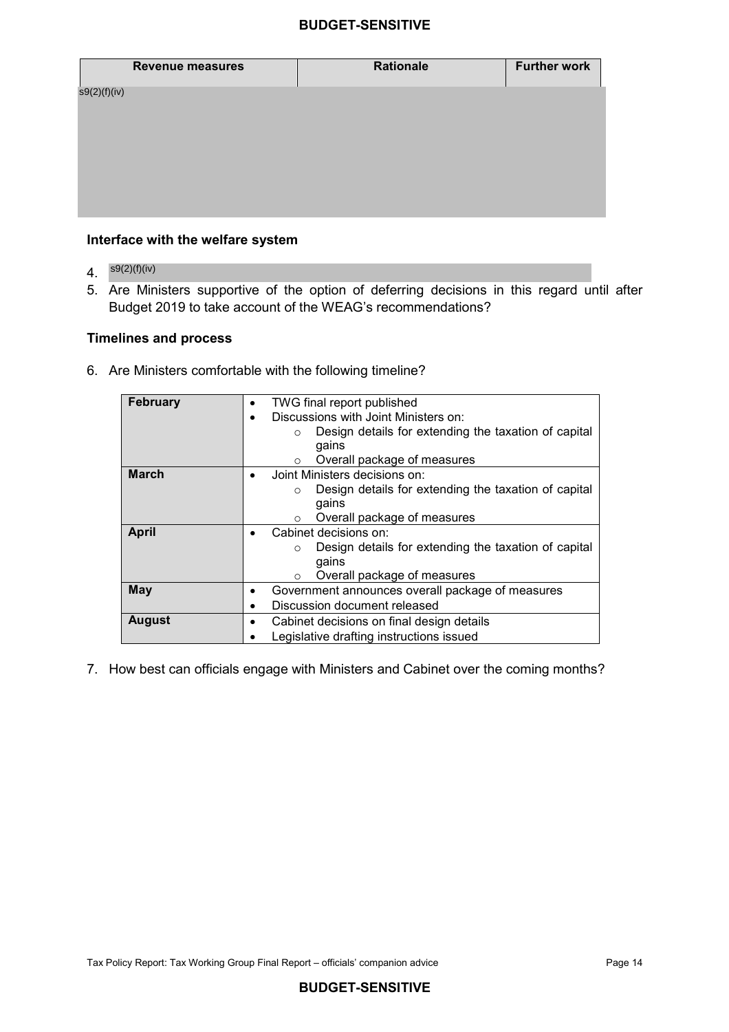| Revenue measures | Rationale | Further work |
|---|---|---|
| s9(2)(f)(iv) | | |

**Interface with the welfare system**

4. s9(2)(f)(iv)
5. Are Ministers supportive of the option of deferring decisions in this regard until after Budget 2019 to take account of the WEAG's recommendations?

**Timelines and process**

6. Are Ministers comfortable with the following timeline?

| | |
|---|---|
| **February** | • TWG final report published<br>• Discussions with Joint Ministers on:<br>&nbsp;&nbsp;○ Design details for extending the taxation of capital gains<br>&nbsp;&nbsp;○ Overall package of measures |
| **March** | • Joint Ministers decisions on:<br>&nbsp;&nbsp;○ Design details for extending the taxation of capital gains<br>&nbsp;&nbsp;○ Overall package of measures |
| **April** | • Cabinet decisions on:<br>&nbsp;&nbsp;○ Design details for extending the taxation of capital gains<br>&nbsp;&nbsp;○ Overall package of measures |
| **May** | • Government announces overall package of measures<br>• Discussion document released |
| **August** | • Cabinet decisions on final design details<br>• Legislative drafting instructions issued |

7. How best can officials engage with Ministers and Cabinet over the coming months?